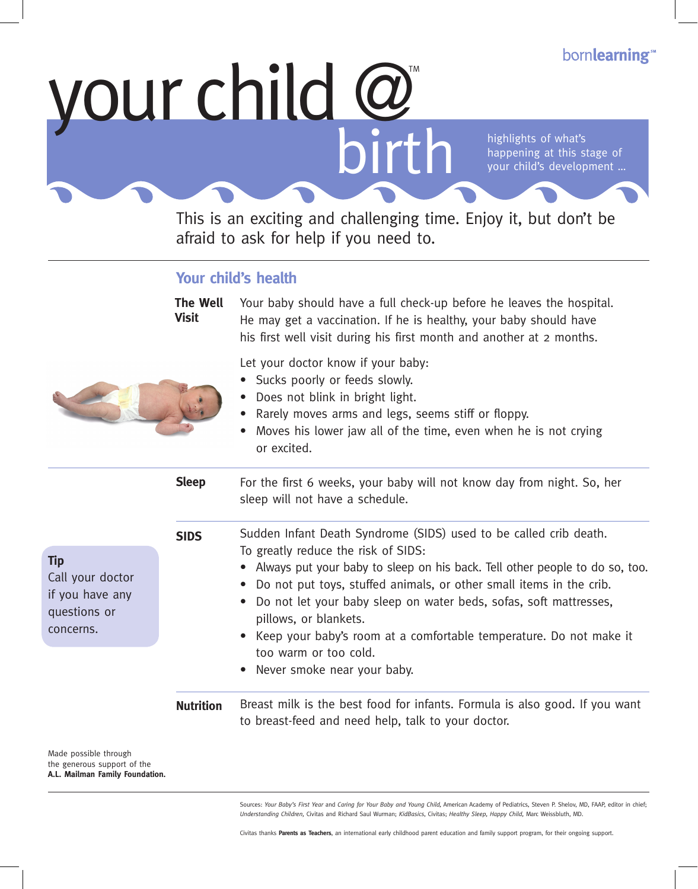bornlearning℠

# your child @™ birth

highlights of what's happening at this stage of your child's development ...

This is an exciting and challenging time. Enjoy it, but don't be afraid to ask for help if you need to.

## Your child's health

**The Well Visit**

Your baby should have a full check-up before he leaves the hospital. He may get a vaccination. If he is healthy, your baby should have his first well visit during his first month and another at 2 months.

Let your doctor know if your baby:

- Sucks poorly or feeds slowly.
- Does not blink in bright light.
- Rarely moves arms and legs, seems stiff or floppy.
- Moves his lower jaw all of the time, even when he is not crying or excited.

**Sleep**

For the first 6 weeks, your baby will not know day from night. So, her sleep will not have a schedule.

**SIDS**

Sudden Infant Death Syndrome (SIDS) used to be called crib death. To greatly reduce the risk of SIDS:

- Always put your baby to sleep on his back. Tell other people to do so, too.
- Do not put toys, stuffed animals, or other small items in the crib.
- Do not let your baby sleep on water beds, sofas, soft mattresses, pillows, or blankets.
- Keep your baby's room at a comfortable temperature. Do not make it too warm or too cold.
- Never smoke near your baby.

**Tip**
Call your doctor if you have any questions or concerns.

**Nutrition**

Breast milk is the best food for infants. Formula is also good. If you want to breast-feed and need help, talk to your doctor.

Made possible through the generous support of the **A.L. Mailman Family Foundation.**

Sources: *Your Baby's First Year* and *Caring for Your Baby and Young Child*, American Academy of Pediatrics, Steven P. Shelov, MD, FAAP, editor in chief; *Understanding Children*, Civitas and Richard Saul Wurman; *KidBasics*, Civitas; *Healthy Sleep, Happy Child*, Marc Weissbluth, MD.

Civitas thanks **Parents as Teachers**, an international early childhood parent education and family support program, for their ongoing support.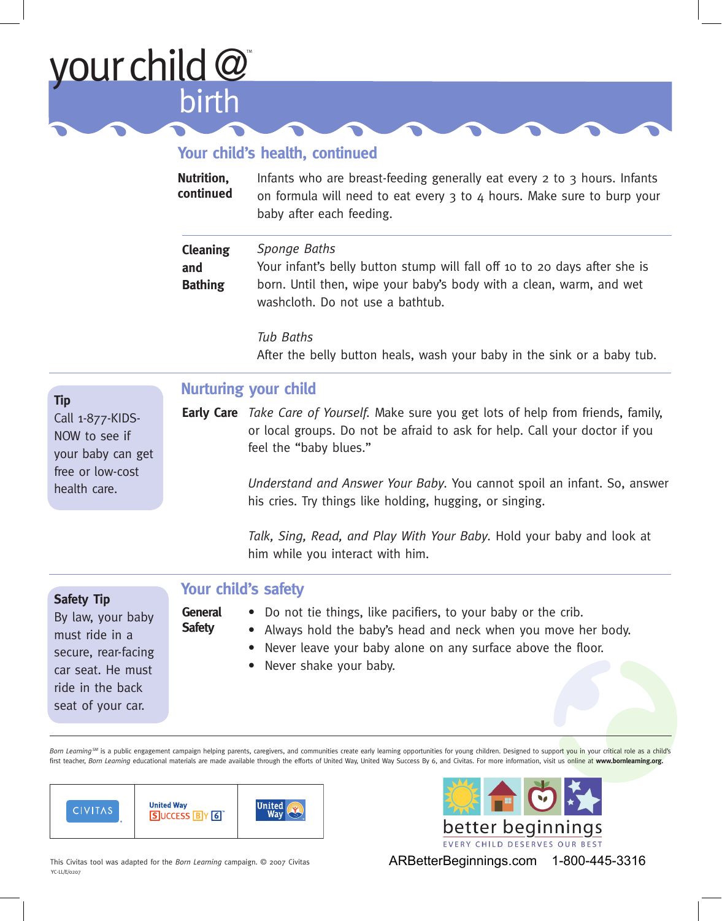# your child @™ birth

## Your child's health, continued

**Nutrition, continued**

Infants who are breast-feeding generally eat every 2 to 3 hours. Infants on formula will need to eat every 3 to 4 hours. Make sure to burp your baby after each feeding.

**Cleaning and Bathing**

*Sponge Baths*
Your infant's belly button stump will fall off 10 to 20 days after she is born. Until then, wipe your baby's body with a clean, warm, and wet washcloth. Do not use a bathtub.

*Tub Baths*
After the belly button heals, wash your baby in the sink or a baby tub.

## Nurturing your child

**Tip**
Call 1-877-KIDS-NOW to see if your baby can get free or low-cost health care.

**Early Care**

*Take Care of Yourself.* Make sure you get lots of help from friends, family, or local groups. Do not be afraid to ask for help. Call your doctor if you feel the "baby blues."

*Understand and Answer Your Baby.* You cannot spoil an infant. So, answer his cries. Try things like holding, hugging, or singing.

*Talk, Sing, Read, and Play With Your Baby.* Hold your baby and look at him while you interact with him.

## Your child's safety

**Safety Tip**
By law, your baby must ride in a secure, rear-facing car seat. He must ride in the back seat of your car.

**General Safety**

- Do not tie things, like pacifiers, to your baby or the crib.
- Always hold the baby's head and neck when you move her body.
- Never leave your baby alone on any surface above the floor.
- Never shake your baby.

*Born Learning*SM is a public engagement campaign helping parents, caregivers, and communities create early learning opportunities for young children. Designed to support you in your critical role as a child's first teacher, *Born Learning* educational materials are made available through the efforts of United Way, United Way Success By 6, and Civitas. For more information, visit us online at **www.bornlearning.org**.

CIVITAS | United Way Success By 6 | United Way

better beginnings
EVERY CHILD DESERVES OUR BEST

ARBetterBeginnings.com 1-800-445-3316

This Civitas tool was adapted for the *Born Learning* campaign. © 2007 Civitas
YC-LL/E/0207